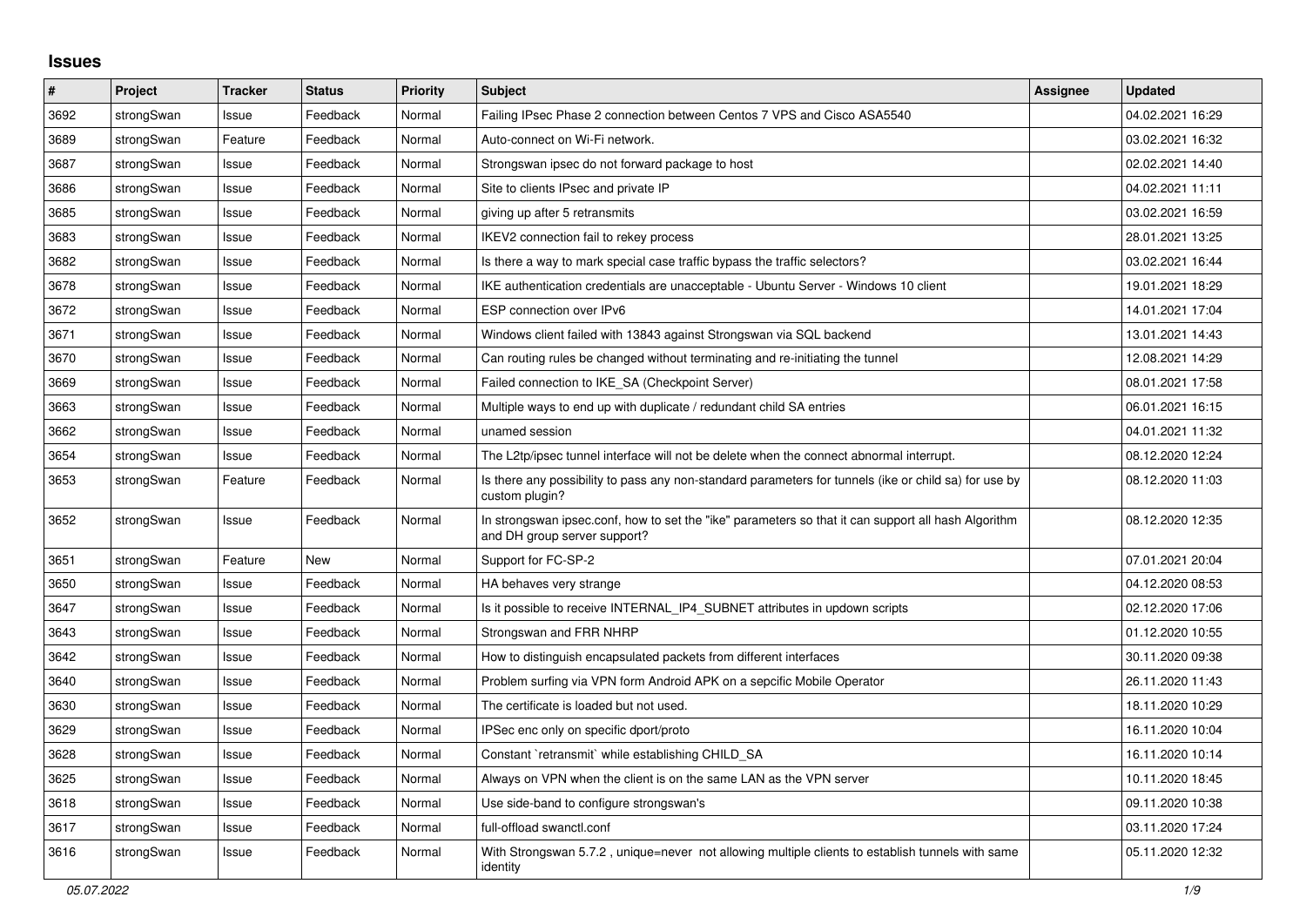## Issues

| # | Project | Tracker | Status | Priority | Subject | Assignee | Updated |
|---|---|---|---|---|---|---|---|
| 3692 | strongSwan | Issue | Feedback | Normal | Failing IPsec Phase 2 connection between Centos 7 VPS and Cisco ASA5540 | | 04.02.2021 16:29 |
| 3689 | strongSwan | Feature | Feedback | Normal | Auto-connect on Wi-Fi network. | | 03.02.2021 16:32 |
| 3687 | strongSwan | Issue | Feedback | Normal | Strongswan ipsec do not forward package to host | | 02.02.2021 14:40 |
| 3686 | strongSwan | Issue | Feedback | Normal | Site to clients IPsec and private IP | | 04.02.2021 11:11 |
| 3685 | strongSwan | Issue | Feedback | Normal | giving up after 5 retransmits | | 03.02.2021 16:59 |
| 3683 | strongSwan | Issue | Feedback | Normal | IKEV2 connection fail to rekey process | | 28.01.2021 13:25 |
| 3682 | strongSwan | Issue | Feedback | Normal | Is there a way to mark special case traffic bypass the traffic selectors? | | 03.02.2021 16:44 |
| 3678 | strongSwan | Issue | Feedback | Normal | IKE authentication credentials are unacceptable - Ubuntu Server - Windows 10 client | | 19.01.2021 18:29 |
| 3672 | strongSwan | Issue | Feedback | Normal | ESP connection over IPv6 | | 14.01.2021 17:04 |
| 3671 | strongSwan | Issue | Feedback | Normal | Windows client failed with 13843 against Strongswan via SQL backend | | 13.01.2021 14:43 |
| 3670 | strongSwan | Issue | Feedback | Normal | Can routing rules be changed without terminating and re-initiating the tunnel | | 12.08.2021 14:29 |
| 3669 | strongSwan | Issue | Feedback | Normal | Failed connection to IKE_SA (Checkpoint Server) | | 08.01.2021 17:58 |
| 3663 | strongSwan | Issue | Feedback | Normal | Multiple ways to end up with duplicate / redundant child SA entries | | 06.01.2021 16:15 |
| 3662 | strongSwan | Issue | Feedback | Normal | unamed session | | 04.01.2021 11:32 |
| 3654 | strongSwan | Issue | Feedback | Normal | The L2tp/ipsec tunnel interface will not be delete when the connect abnormal interrupt. | | 08.12.2020 12:24 |
| 3653 | strongSwan | Feature | Feedback | Normal | Is there any possibility to pass any non-standard parameters for tunnels (ike or child sa) for use by custom plugin? | | 08.12.2020 11:03 |
| 3652 | strongSwan | Issue | Feedback | Normal | In strongswan ipsec.conf, how to set the "ike" parameters so that it can support all hash Algorithm and DH group server support? | | 08.12.2020 12:35 |
| 3651 | strongSwan | Feature | New | Normal | Support for FC-SP-2 | | 07.01.2021 20:04 |
| 3650 | strongSwan | Issue | Feedback | Normal | HA behaves very strange | | 04.12.2020 08:53 |
| 3647 | strongSwan | Issue | Feedback | Normal | Is it possible to receive INTERNAL_IP4_SUBNET attributes in updown scripts | | 02.12.2020 17:06 |
| 3643 | strongSwan | Issue | Feedback | Normal | Strongswan and FRR NHRP | | 01.12.2020 10:55 |
| 3642 | strongSwan | Issue | Feedback | Normal | How to distinguish encapsulated packets from different interfaces | | 30.11.2020 09:38 |
| 3640 | strongSwan | Issue | Feedback | Normal | Problem surfing via VPN form Android APK on a sepcific Mobile Operator | | 26.11.2020 11:43 |
| 3630 | strongSwan | Issue | Feedback | Normal | The certificate is loaded but not used. | | 18.11.2020 10:29 |
| 3629 | strongSwan | Issue | Feedback | Normal | IPSec enc only on specific dport/proto | | 16.11.2020 10:04 |
| 3628 | strongSwan | Issue | Feedback | Normal | Constant `retransmit` while establishing CHILD_SA | | 16.11.2020 10:14 |
| 3625 | strongSwan | Issue | Feedback | Normal | Always on VPN when the client is on the same LAN as the VPN server | | 10.11.2020 18:45 |
| 3618 | strongSwan | Issue | Feedback | Normal | Use side-band to configure strongswan's | | 09.11.2020 10:38 |
| 3617 | strongSwan | Issue | Feedback | Normal | full-offload swanctl.conf | | 03.11.2020 17:24 |
| 3616 | strongSwan | Issue | Feedback | Normal | With Strongswan 5.7.2 , unique=never not allowing multiple clients to establish tunnels with same identity | | 05.11.2020 12:32 |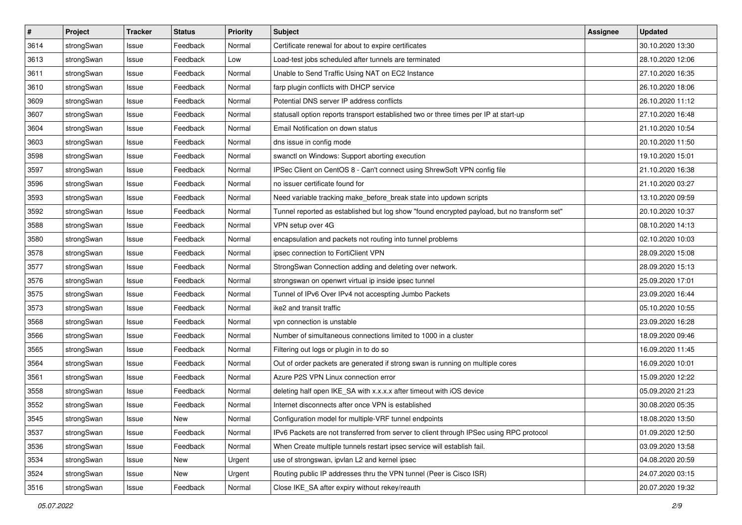| # | Project | Tracker | Status | Priority | Subject | Assignee | Updated |
|---|---|---|---|---|---|---|---|
| 3614 | strongSwan | Issue | Feedback | Normal | Certificate renewal for about to expire certificates | | 30.10.2020 13:30 |
| 3613 | strongSwan | Issue | Feedback | Low | Load-test jobs scheduled after tunnels are terminated | | 28.10.2020 12:06 |
| 3611 | strongSwan | Issue | Feedback | Normal | Unable to Send Traffic Using NAT on EC2 Instance | | 27.10.2020 16:35 |
| 3610 | strongSwan | Issue | Feedback | Normal | farp plugin conflicts with DHCP service | | 26.10.2020 18:06 |
| 3609 | strongSwan | Issue | Feedback | Normal | Potential DNS server IP address conflicts | | 26.10.2020 11:12 |
| 3607 | strongSwan | Issue | Feedback | Normal | statusall option reports transport established two or three times per IP at start-up | | 27.10.2020 16:48 |
| 3604 | strongSwan | Issue | Feedback | Normal | Email Notification on down status | | 21.10.2020 10:54 |
| 3603 | strongSwan | Issue | Feedback | Normal | dns issue in config mode | | 20.10.2020 11:50 |
| 3598 | strongSwan | Issue | Feedback | Normal | swanctl on Windows: Support aborting execution | | 19.10.2020 15:01 |
| 3597 | strongSwan | Issue | Feedback | Normal | IPSec Client on CentOS 8 - Can't connect using ShrewSoft VPN config file | | 21.10.2020 16:38 |
| 3596 | strongSwan | Issue | Feedback | Normal | no issuer certificate found for | | 21.10.2020 03:27 |
| 3593 | strongSwan | Issue | Feedback | Normal | Need variable tracking make_before_break state into updown scripts | | 13.10.2020 09:59 |
| 3592 | strongSwan | Issue | Feedback | Normal | Tunnel reported as established but log show "found encrypted payload, but no transform set" | | 20.10.2020 10:37 |
| 3588 | strongSwan | Issue | Feedback | Normal | VPN setup over 4G | | 08.10.2020 14:13 |
| 3580 | strongSwan | Issue | Feedback | Normal | encapsulation and packets not routing into tunnel problems | | 02.10.2020 10:03 |
| 3578 | strongSwan | Issue | Feedback | Normal | ipsec connection to FortiClient VPN | | 28.09.2020 15:08 |
| 3577 | strongSwan | Issue | Feedback | Normal | StrongSwan Connection adding and deleting over network. | | 28.09.2020 15:13 |
| 3576 | strongSwan | Issue | Feedback | Normal | strongswan on openwrt virtual ip inside ipsec tunnel | | 25.09.2020 17:01 |
| 3575 | strongSwan | Issue | Feedback | Normal | Tunnel of IPv6 Over IPv4 not accespting Jumbo Packets | | 23.09.2020 16:44 |
| 3573 | strongSwan | Issue | Feedback | Normal | ike2 and transit traffic | | 05.10.2020 10:55 |
| 3568 | strongSwan | Issue | Feedback | Normal | vpn connection is unstable | | 23.09.2020 16:28 |
| 3566 | strongSwan | Issue | Feedback | Normal | Number of simultaneous connections limited to 1000 in a cluster | | 18.09.2020 09:46 |
| 3565 | strongSwan | Issue | Feedback | Normal | Filtering out logs or plugin in to do so | | 16.09.2020 11:45 |
| 3564 | strongSwan | Issue | Feedback | Normal | Out of order packets are generated if strong swan is running on multiple cores | | 16.09.2020 10:01 |
| 3561 | strongSwan | Issue | Feedback | Normal | Azure P2S VPN Linux connection error | | 15.09.2020 12:22 |
| 3558 | strongSwan | Issue | Feedback | Normal | deleting half open IKE_SA with x.x.x.x after timeout with iOS device | | 05.09.2020 21:23 |
| 3552 | strongSwan | Issue | Feedback | Normal | Internet disconnects after once VPN is established | | 30.08.2020 05:35 |
| 3545 | strongSwan | Issue | New | Normal | Configuration model for multiple-VRF tunnel endpoints | | 18.08.2020 13:50 |
| 3537 | strongSwan | Issue | Feedback | Normal | IPv6 Packets are not transferred from server to client through IPSec using RPC protocol | | 01.09.2020 12:50 |
| 3536 | strongSwan | Issue | Feedback | Normal | When Create multiple tunnels restart ipsec service will establish fail. | | 03.09.2020 13:58 |
| 3534 | strongSwan | Issue | New | Urgent | use of strongswan, ipvlan L2 and kernel ipsec | | 04.08.2020 20:59 |
| 3524 | strongSwan | Issue | New | Urgent | Routing public IP addresses thru the VPN tunnel (Peer is Cisco ISR) | | 24.07.2020 03:15 |
| 3516 | strongSwan | Issue | Feedback | Normal | Close IKE_SA after expiry without rekey/reauth | | 20.07.2020 19:32 |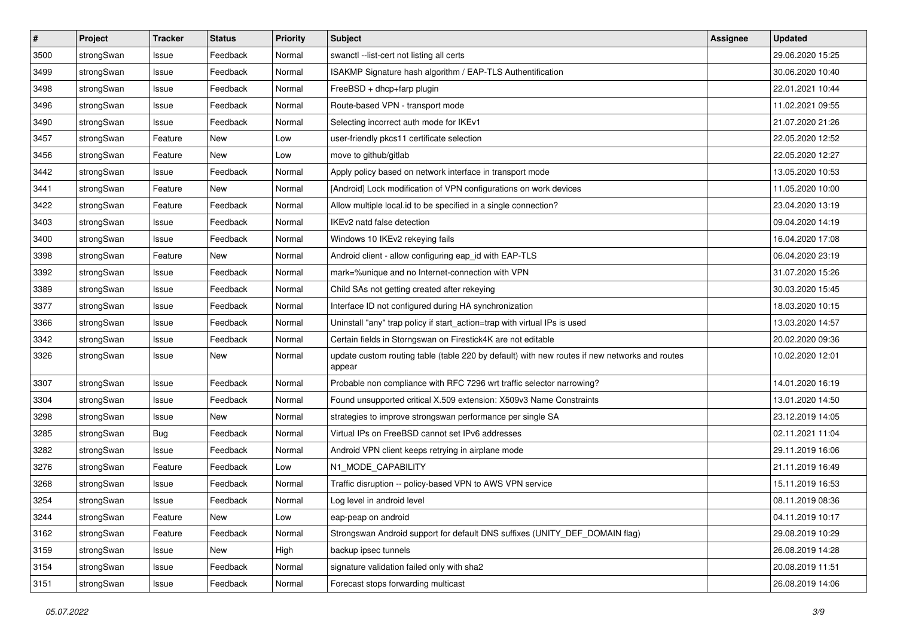| # | Project | Tracker | Status | Priority | Subject | Assignee | Updated |
|---|---|---|---|---|---|---|---|
| 3500 | strongSwan | Issue | Feedback | Normal | swanctl --list-cert not listing all certs | | 29.06.2020 15:25 |
| 3499 | strongSwan | Issue | Feedback | Normal | ISAKMP Signature hash algorithm / EAP-TLS Authentification | | 30.06.2020 10:40 |
| 3498 | strongSwan | Issue | Feedback | Normal | FreeBSD + dhcp+farp plugin | | 22.01.2021 10:44 |
| 3496 | strongSwan | Issue | Feedback | Normal | Route-based VPN - transport mode | | 11.02.2021 09:55 |
| 3490 | strongSwan | Issue | Feedback | Normal | Selecting incorrect auth mode for IKEv1 | | 21.07.2020 21:26 |
| 3457 | strongSwan | Feature | New | Low | user-friendly pkcs11 certificate selection | | 22.05.2020 12:52 |
| 3456 | strongSwan | Feature | New | Low | move to github/gitlab | | 22.05.2020 12:27 |
| 3442 | strongSwan | Issue | Feedback | Normal | Apply policy based on network interface in transport mode | | 13.05.2020 10:53 |
| 3441 | strongSwan | Feature | New | Normal | [Android] Lock modification of VPN configurations on work devices | | 11.05.2020 10:00 |
| 3422 | strongSwan | Feature | Feedback | Normal | Allow multiple local.id to be specified in a single connection? | | 23.04.2020 13:19 |
| 3403 | strongSwan | Issue | Feedback | Normal | IKEv2 natd false detection | | 09.04.2020 14:19 |
| 3400 | strongSwan | Issue | Feedback | Normal | Windows 10 IKEv2 rekeying fails | | 16.04.2020 17:08 |
| 3398 | strongSwan | Feature | New | Normal | Android client - allow configuring eap_id with EAP-TLS | | 06.04.2020 23:19 |
| 3392 | strongSwan | Issue | Feedback | Normal | mark=%unique and no Internet-connection with VPN | | 31.07.2020 15:26 |
| 3389 | strongSwan | Issue | Feedback | Normal | Child SAs not getting created after rekeying | | 30.03.2020 15:45 |
| 3377 | strongSwan | Issue | Feedback | Normal | Interface ID not configured during HA synchronization | | 18.03.2020 10:15 |
| 3366 | strongSwan | Issue | Feedback | Normal | Uninstall "any" trap policy if start_action=trap with virtual IPs is used | | 13.03.2020 14:57 |
| 3342 | strongSwan | Issue | Feedback | Normal | Certain fields in Storngswan on Firestick4K are not editable | | 20.02.2020 09:36 |
| 3326 | strongSwan | Issue | New | Normal | update custom routing table (table 220 by default) with new routes if new networks and routes appear | | 10.02.2020 12:01 |
| 3307 | strongSwan | Issue | Feedback | Normal | Probable non compliance with RFC 7296 wrt traffic selector narrowing? | | 14.01.2020 16:19 |
| 3304 | strongSwan | Issue | Feedback | Normal | Found unsupported critical X.509 extension: X509v3 Name Constraints | | 13.01.2020 14:50 |
| 3298 | strongSwan | Issue | New | Normal | strategies to improve strongswan performance per single SA | | 23.12.2019 14:05 |
| 3285 | strongSwan | Bug | Feedback | Normal | Virtual IPs on FreeBSD cannot set IPv6 addresses | | 02.11.2021 11:04 |
| 3282 | strongSwan | Issue | Feedback | Normal | Android VPN client keeps retrying in airplane mode | | 29.11.2019 16:06 |
| 3276 | strongSwan | Feature | Feedback | Low | N1_MODE_CAPABILITY | | 21.11.2019 16:49 |
| 3268 | strongSwan | Issue | Feedback | Normal | Traffic disruption -- policy-based VPN to AWS VPN service | | 15.11.2019 16:53 |
| 3254 | strongSwan | Issue | Feedback | Normal | Log level in android level | | 08.11.2019 08:36 |
| 3244 | strongSwan | Feature | New | Low | eap-peap on android | | 04.11.2019 10:17 |
| 3162 | strongSwan | Feature | Feedback | Normal | Strongswan Android support for default DNS suffixes (UNITY_DEF_DOMAIN flag) | | 29.08.2019 10:29 |
| 3159 | strongSwan | Issue | New | High | backup ipsec tunnels | | 26.08.2019 14:28 |
| 3154 | strongSwan | Issue | Feedback | Normal | signature validation failed only with sha2 | | 20.08.2019 11:51 |
| 3151 | strongSwan | Issue | Feedback | Normal | Forecast stops forwarding multicast | | 26.08.2019 14:06 |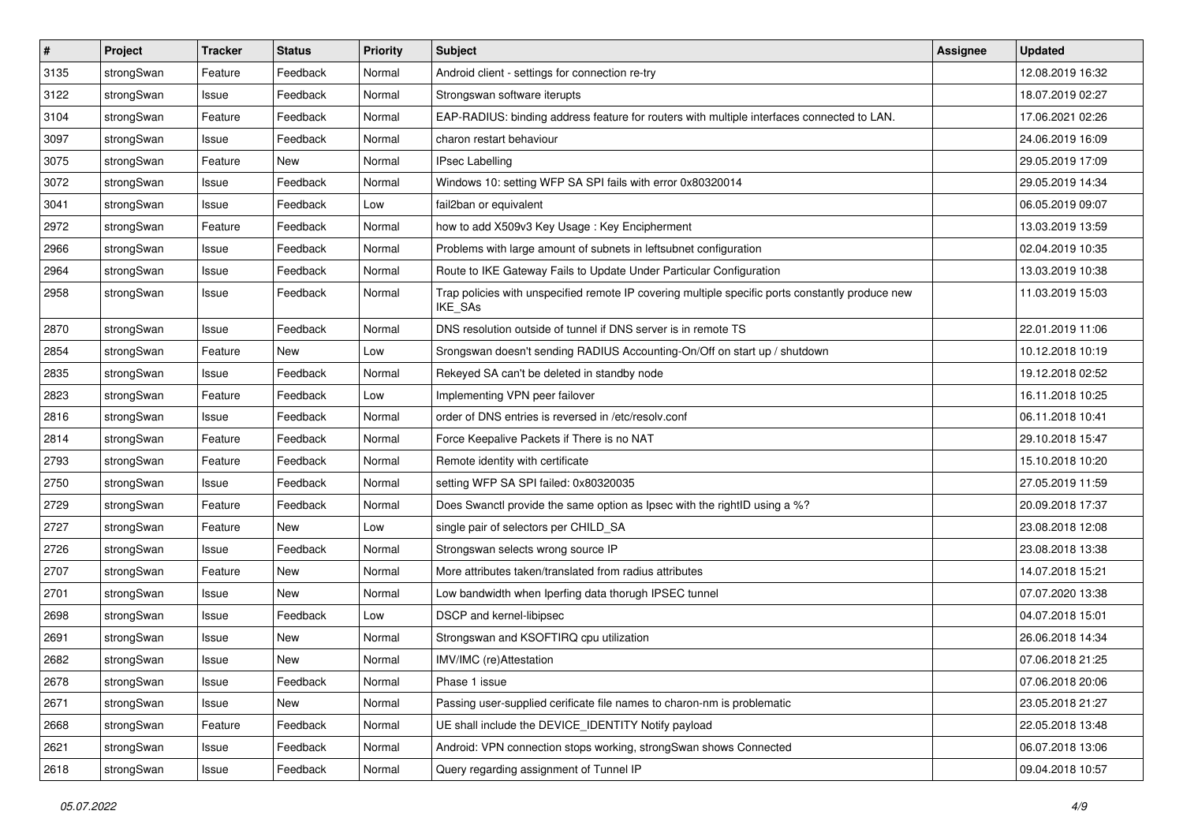| # | Project | Tracker | Status | Priority | Subject | Assignee | Updated |
|---|---|---|---|---|---|---|---|
| 3135 | strongSwan | Feature | Feedback | Normal | Android client - settings for connection re-try | | 12.08.2019 16:32 |
| 3122 | strongSwan | Issue | Feedback | Normal | Strongswan software iterupts | | 18.07.2019 02:27 |
| 3104 | strongSwan | Feature | Feedback | Normal | EAP-RADIUS: binding address feature for routers with multiple interfaces connected to LAN. | | 17.06.2021 02:26 |
| 3097 | strongSwan | Issue | Feedback | Normal | charon restart behaviour | | 24.06.2019 16:09 |
| 3075 | strongSwan | Feature | New | Normal | IPsec Labelling | | 29.05.2019 17:09 |
| 3072 | strongSwan | Issue | Feedback | Normal | Windows 10: setting WFP SA SPI fails with error 0x80320014 | | 29.05.2019 14:34 |
| 3041 | strongSwan | Issue | Feedback | Low | fail2ban or equivalent | | 06.05.2019 09:07 |
| 2972 | strongSwan | Feature | Feedback | Normal | how to add X509v3 Key Usage : Key Encipherment | | 13.03.2019 13:59 |
| 2966 | strongSwan | Issue | Feedback | Normal | Problems with large amount of subnets in leftsubnet configuration | | 02.04.2019 10:35 |
| 2964 | strongSwan | Issue | Feedback | Normal | Route to IKE Gateway Fails to Update Under Particular Configuration | | 13.03.2019 10:38 |
| 2958 | strongSwan | Issue | Feedback | Normal | Trap policies with unspecified remote IP covering multiple specific ports constantly produce new IKE_SAs | | 11.03.2019 15:03 |
| 2870 | strongSwan | Issue | Feedback | Normal | DNS resolution outside of tunnel if DNS server is in remote TS | | 22.01.2019 11:06 |
| 2854 | strongSwan | Feature | New | Low | Srongswan doesn't sending RADIUS Accounting-On/Off on start up / shutdown | | 10.12.2018 10:19 |
| 2835 | strongSwan | Issue | Feedback | Normal | Rekeyed SA can't be deleted in standby node | | 19.12.2018 02:52 |
| 2823 | strongSwan | Feature | Feedback | Low | Implementing VPN peer failover | | 16.11.2018 10:25 |
| 2816 | strongSwan | Issue | Feedback | Normal | order of DNS entries is reversed in /etc/resolv.conf | | 06.11.2018 10:41 |
| 2814 | strongSwan | Feature | Feedback | Normal | Force Keepalive Packets if There is no NAT | | 29.10.2018 15:47 |
| 2793 | strongSwan | Feature | Feedback | Normal | Remote identity with certificate | | 15.10.2018 10:20 |
| 2750 | strongSwan | Issue | Feedback | Normal | setting WFP SA SPI failed: 0x80320035 | | 27.05.2019 11:59 |
| 2729 | strongSwan | Feature | Feedback | Normal | Does Swanctl provide the same option as Ipsec with the rightID using a %? | | 20.09.2018 17:37 |
| 2727 | strongSwan | Feature | New | Low | single pair of selectors per CHILD_SA | | 23.08.2018 12:08 |
| 2726 | strongSwan | Issue | Feedback | Normal | Strongswan selects wrong source IP | | 23.08.2018 13:38 |
| 2707 | strongSwan | Feature | New | Normal | More attributes taken/translated from radius attributes | | 14.07.2018 15:21 |
| 2701 | strongSwan | Issue | New | Normal | Low bandwidth when Iperfing data thorugh IPSEC tunnel | | 07.07.2020 13:38 |
| 2698 | strongSwan | Issue | Feedback | Low | DSCP and kernel-libipsec | | 04.07.2018 15:01 |
| 2691 | strongSwan | Issue | New | Normal | Strongswan and KSOFTIRQ cpu utilization | | 26.06.2018 14:34 |
| 2682 | strongSwan | Issue | New | Normal | IMV/IMC (re)Attestation | | 07.06.2018 21:25 |
| 2678 | strongSwan | Issue | Feedback | Normal | Phase 1 issue | | 07.06.2018 20:06 |
| 2671 | strongSwan | Issue | New | Normal | Passing user-supplied cerificate file names to charon-nm is problematic | | 23.05.2018 21:27 |
| 2668 | strongSwan | Feature | Feedback | Normal | UE shall include the DEVICE_IDENTITY Notify payload | | 22.05.2018 13:48 |
| 2621 | strongSwan | Issue | Feedback | Normal | Android: VPN connection stops working, strongSwan shows Connected | | 06.07.2018 13:06 |
| 2618 | strongSwan | Issue | Feedback | Normal | Query regarding assignment of Tunnel IP | | 09.04.2018 10:57 |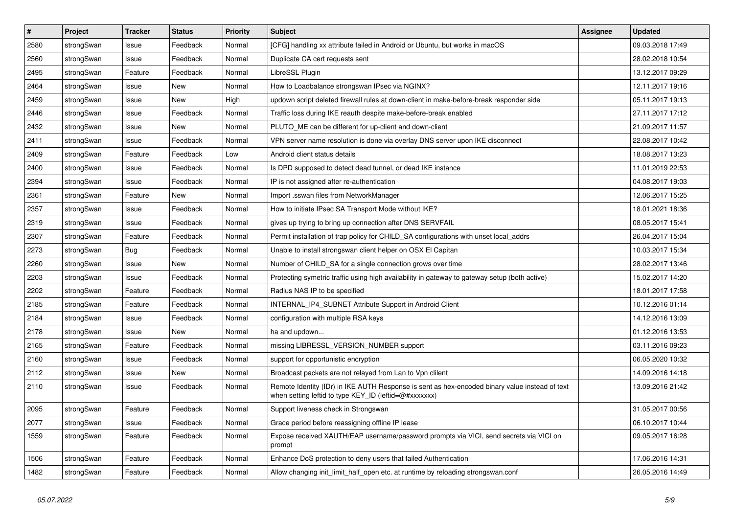| # | Project | Tracker | Status | Priority | Subject | Assignee | Updated |
|---|---|---|---|---|---|---|---|
| 2580 | strongSwan | Issue | Feedback | Normal | [CFG] handling xx attribute failed in Android or Ubuntu, but works in macOS | | 09.03.2018 17:49 |
| 2560 | strongSwan | Issue | Feedback | Normal | Duplicate CA cert requests sent | | 28.02.2018 10:54 |
| 2495 | strongSwan | Feature | Feedback | Normal | LibreSSL Plugin | | 13.12.2017 09:29 |
| 2464 | strongSwan | Issue | New | Normal | How to Loadbalance strongswan IPsec via NGINX? | | 12.11.2017 19:16 |
| 2459 | strongSwan | Issue | New | High | updown script deleted firewall rules at down-client in make-before-break responder side | | 05.11.2017 19:13 |
| 2446 | strongSwan | Issue | Feedback | Normal | Traffic loss during IKE reauth despite make-before-break enabled | | 27.11.2017 17:12 |
| 2432 | strongSwan | Issue | New | Normal | PLUTO_ME can be different for up-client and down-client | | 21.09.2017 11:57 |
| 2411 | strongSwan | Issue | Feedback | Normal | VPN server name resolution is done via overlay DNS server upon IKE disconnect | | 22.08.2017 10:42 |
| 2409 | strongSwan | Feature | Feedback | Low | Android client status details | | 18.08.2017 13:23 |
| 2400 | strongSwan | Issue | Feedback | Normal | Is DPD supposed to detect dead tunnel, or dead IKE instance | | 11.01.2019 22:53 |
| 2394 | strongSwan | Issue | Feedback | Normal | IP is not assigned after re-authentication | | 04.08.2017 19:03 |
| 2361 | strongSwan | Feature | New | Normal | Import .sswan files from NetworkManager | | 12.06.2017 15:25 |
| 2357 | strongSwan | Issue | Feedback | Normal | How to initiate IPsec SA Transport Mode without IKE? | | 18.01.2021 18:36 |
| 2319 | strongSwan | Issue | Feedback | Normal | gives up trying to bring up connection after DNS SERVFAIL | | 08.05.2017 15:41 |
| 2307 | strongSwan | Feature | Feedback | Normal | Permit installation of trap policy for CHILD_SA configurations with unset local_addrs | | 26.04.2017 15:04 |
| 2273 | strongSwan | Bug | Feedback | Normal | Unable to install strongswan client helper on OSX El Capitan | | 10.03.2017 15:34 |
| 2260 | strongSwan | Issue | New | Normal | Number of CHILD_SA for a single connection grows over time | | 28.02.2017 13:46 |
| 2203 | strongSwan | Issue | Feedback | Normal | Protecting symetric traffic using high availability in gateway to gateway setup (both active) | | 15.02.2017 14:20 |
| 2202 | strongSwan | Feature | Feedback | Normal | Radius NAS IP to be specified | | 18.01.2017 17:58 |
| 2185 | strongSwan | Feature | Feedback | Normal | INTERNAL_IP4_SUBNET Attribute Support in Android Client | | 10.12.2016 01:14 |
| 2184 | strongSwan | Issue | Feedback | Normal | configuration with multiple RSA keys | | 14.12.2016 13:09 |
| 2178 | strongSwan | Issue | New | Normal | ha and updown... | | 01.12.2016 13:53 |
| 2165 | strongSwan | Feature | Feedback | Normal | missing LIBRESSL_VERSION_NUMBER support | | 03.11.2016 09:23 |
| 2160 | strongSwan | Issue | Feedback | Normal | support for opportunistic encryption | | 06.05.2020 10:32 |
| 2112 | strongSwan | Issue | New | Normal | Broadcast packets are not relayed from Lan to Vpn clilent | | 14.09.2016 14:18 |
| 2110 | strongSwan | Issue | Feedback | Normal | Remote Identity (IDr) in IKE AUTH Response is sent as hex-encoded binary value instead of text when setting leftid to type KEY_ID (leftid=@#xxxxxxx) | | 13.09.2016 21:42 |
| 2095 | strongSwan | Feature | Feedback | Normal | Support liveness check in Strongswan | | 31.05.2017 00:56 |
| 2077 | strongSwan | Issue | Feedback | Normal | Grace period before reassigning offline IP lease | | 06.10.2017 10:44 |
| 1559 | strongSwan | Feature | Feedback | Normal | Expose received XAUTH/EAP username/password prompts via VICI, send secrets via VICI on prompt | | 09.05.2017 16:28 |
| 1506 | strongSwan | Feature | Feedback | Normal | Enhance DoS protection to deny users that failed Authentication | | 17.06.2016 14:31 |
| 1482 | strongSwan | Feature | Feedback | Normal | Allow changing init_limit_half_open etc. at runtime by reloading strongswan.conf | | 26.05.2016 14:49 |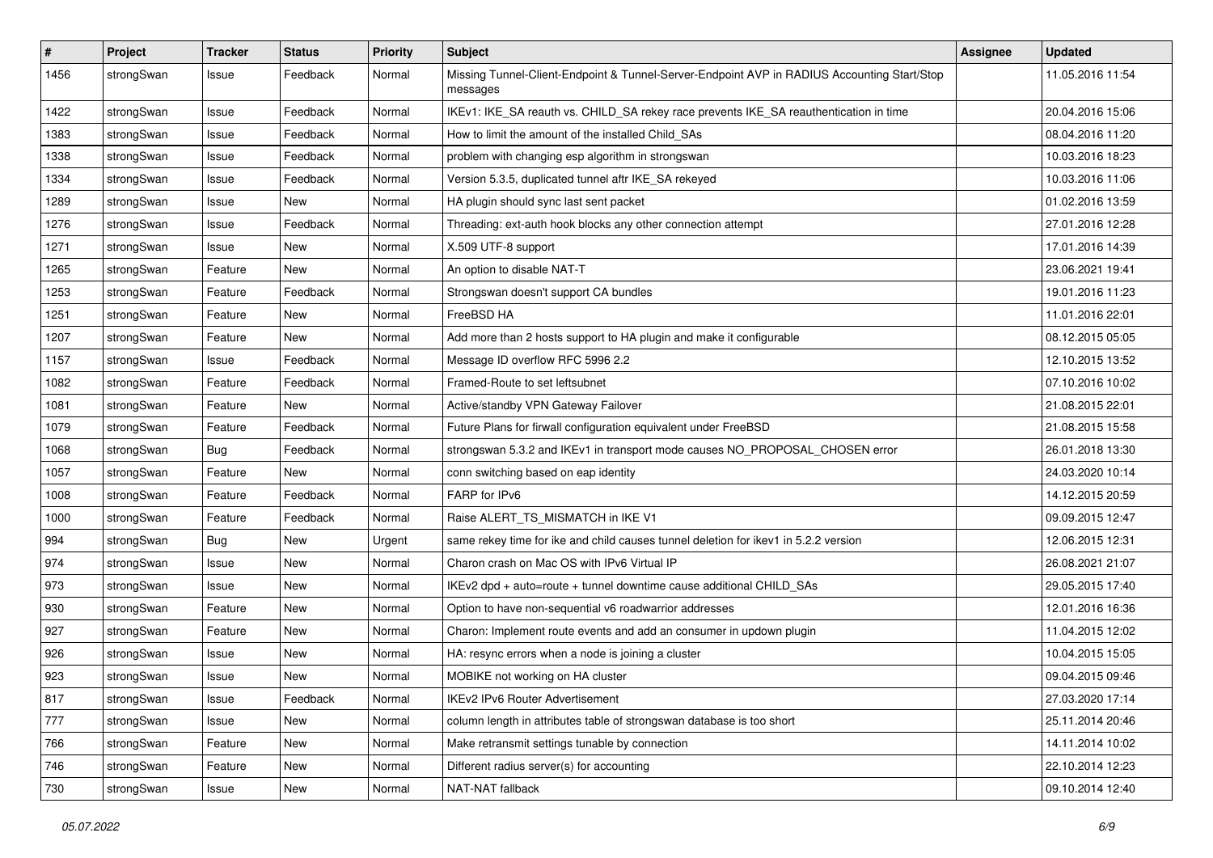| # | Project | Tracker | Status | Priority | Subject | Assignee | Updated |
|---|---|---|---|---|---|---|---|
| 1456 | strongSwan | Issue | Feedback | Normal | Missing Tunnel-Client-Endpoint & Tunnel-Server-Endpoint AVP in RADIUS Accounting Start/Stop messages | | 11.05.2016 11:54 |
| 1422 | strongSwan | Issue | Feedback | Normal | IKEv1: IKE_SA reauth vs. CHILD_SA rekey race prevents IKE_SA reauthentication in time | | 20.04.2016 15:06 |
| 1383 | strongSwan | Issue | Feedback | Normal | How to limit the amount of the installed Child_SAs | | 08.04.2016 11:20 |
| 1338 | strongSwan | Issue | Feedback | Normal | problem with changing esp algorithm in strongswan | | 10.03.2016 18:23 |
| 1334 | strongSwan | Issue | Feedback | Normal | Version 5.3.5, duplicated tunnel aftr IKE_SA rekeyed | | 10.03.2016 11:06 |
| 1289 | strongSwan | Issue | New | Normal | HA plugin should sync last sent packet | | 01.02.2016 13:59 |
| 1276 | strongSwan | Issue | Feedback | Normal | Threading: ext-auth hook blocks any other connection attempt | | 27.01.2016 12:28 |
| 1271 | strongSwan | Issue | New | Normal | X.509 UTF-8 support | | 17.01.2016 14:39 |
| 1265 | strongSwan | Feature | New | Normal | An option to disable NAT-T | | 23.06.2021 19:41 |
| 1253 | strongSwan | Feature | Feedback | Normal | Strongswan doesn't support CA bundles | | 19.01.2016 11:23 |
| 1251 | strongSwan | Feature | New | Normal | FreeBSD HA | | 11.01.2016 22:01 |
| 1207 | strongSwan | Feature | New | Normal | Add more than 2 hosts support to HA plugin and make it configurable | | 08.12.2015 05:05 |
| 1157 | strongSwan | Issue | Feedback | Normal | Message ID overflow RFC 5996 2.2 | | 12.10.2015 13:52 |
| 1082 | strongSwan | Feature | Feedback | Normal | Framed-Route to set leftsubnet | | 07.10.2016 10:02 |
| 1081 | strongSwan | Feature | New | Normal | Active/standby VPN Gateway Failover | | 21.08.2015 22:01 |
| 1079 | strongSwan | Feature | Feedback | Normal | Future Plans for firwall configuration equivalent under FreeBSD | | 21.08.2015 15:58 |
| 1068 | strongSwan | Bug | Feedback | Normal | strongswan 5.3.2 and IKEv1 in transport mode causes NO_PROPOSAL_CHOSEN error | | 26.01.2018 13:30 |
| 1057 | strongSwan | Feature | New | Normal | conn switching based on eap identity | | 24.03.2020 10:14 |
| 1008 | strongSwan | Feature | Feedback | Normal | FARP for IPv6 | | 14.12.2015 20:59 |
| 1000 | strongSwan | Feature | Feedback | Normal | Raise ALERT_TS_MISMATCH in IKE V1 | | 09.09.2015 12:47 |
| 994 | strongSwan | Bug | New | Urgent | same rekey time for ike and child causes tunnel deletion for ikev1 in 5.2.2 version | | 12.06.2015 12:31 |
| 974 | strongSwan | Issue | New | Normal | Charon crash on Mac OS with IPv6 Virtual IP | | 26.08.2021 21:07 |
| 973 | strongSwan | Issue | New | Normal | IKEv2 dpd + auto=route + tunnel downtime cause additional CHILD_SAs | | 29.05.2015 17:40 |
| 930 | strongSwan | Feature | New | Normal | Option to have non-sequential v6 roadwarrior addresses | | 12.01.2016 16:36 |
| 927 | strongSwan | Feature | New | Normal | Charon: Implement route events and add an consumer in updown plugin | | 11.04.2015 12:02 |
| 926 | strongSwan | Issue | New | Normal | HA: resync errors when a node is joining a cluster | | 10.04.2015 15:05 |
| 923 | strongSwan | Issue | New | Normal | MOBIKE not working on HA cluster | | 09.04.2015 09:46 |
| 817 | strongSwan | Issue | Feedback | Normal | IKEv2 IPv6 Router Advertisement | | 27.03.2020 17:14 |
| 777 | strongSwan | Issue | New | Normal | column length in attributes table of strongswan database is too short | | 25.11.2014 20:46 |
| 766 | strongSwan | Feature | New | Normal | Make retransmit settings tunable by connection | | 14.11.2014 10:02 |
| 746 | strongSwan | Feature | New | Normal | Different radius server(s) for accounting | | 22.10.2014 12:23 |
| 730 | strongSwan | Issue | New | Normal | NAT-NAT fallback | | 09.10.2014 12:40 |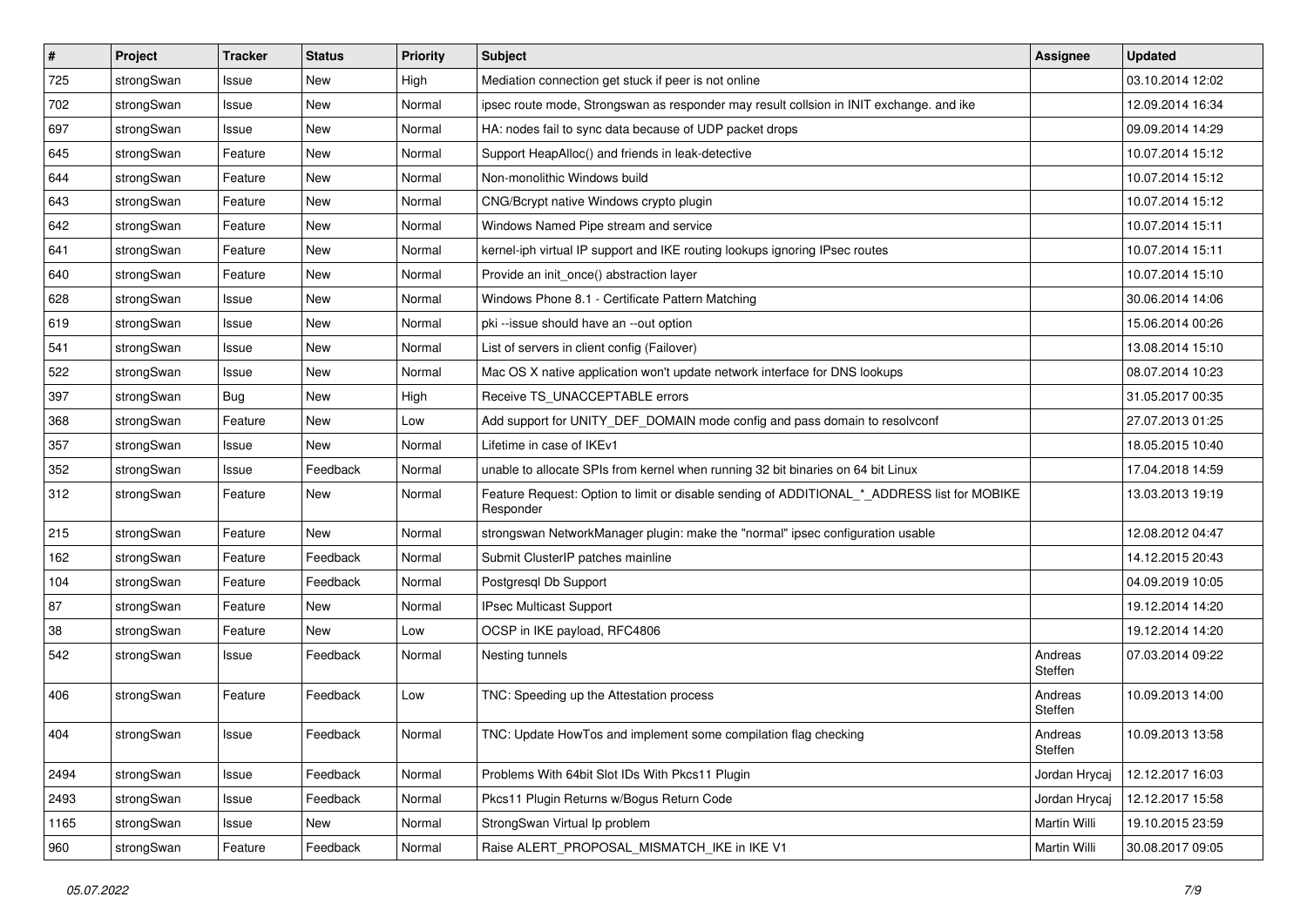| # | Project | Tracker | Status | Priority | Subject | Assignee | Updated |
|---|---|---|---|---|---|---|---|
| 725 | strongSwan | Issue | New | High | Mediation connection get stuck if peer is not online | | 03.10.2014 12:02 |
| 702 | strongSwan | Issue | New | Normal | ipsec route mode, Strongswan as responder may result collsion in INIT exchange. and ike | | 12.09.2014 16:34 |
| 697 | strongSwan | Issue | New | Normal | HA: nodes fail to sync data because of UDP packet drops | | 09.09.2014 14:29 |
| 645 | strongSwan | Feature | New | Normal | Support HeapAlloc() and friends in leak-detective | | 10.07.2014 15:12 |
| 644 | strongSwan | Feature | New | Normal | Non-monolithic Windows build | | 10.07.2014 15:12 |
| 643 | strongSwan | Feature | New | Normal | CNG/Bcrypt native Windows crypto plugin | | 10.07.2014 15:12 |
| 642 | strongSwan | Feature | New | Normal | Windows Named Pipe stream and service | | 10.07.2014 15:11 |
| 641 | strongSwan | Feature | New | Normal | kernel-iph virtual IP support and IKE routing lookups ignoring IPsec routes | | 10.07.2014 15:11 |
| 640 | strongSwan | Feature | New | Normal | Provide an init_once() abstraction layer | | 10.07.2014 15:10 |
| 628 | strongSwan | Issue | New | Normal | Windows Phone 8.1 - Certificate Pattern Matching | | 30.06.2014 14:06 |
| 619 | strongSwan | Issue | New | Normal | pki --issue should have an --out option | | 15.06.2014 00:26 |
| 541 | strongSwan | Issue | New | Normal | List of servers in client config (Failover) | | 13.08.2014 15:10 |
| 522 | strongSwan | Issue | New | Normal | Mac OS X native application won't update network interface for DNS lookups | | 08.07.2014 10:23 |
| 397 | strongSwan | Bug | New | High | Receive TS_UNACCEPTABLE errors | | 31.05.2017 00:35 |
| 368 | strongSwan | Feature | New | Low | Add support for UNITY_DEF_DOMAIN mode config and pass domain to resolvconf | | 27.07.2013 01:25 |
| 357 | strongSwan | Issue | New | Normal | Lifetime in case of IKEv1 | | 18.05.2015 10:40 |
| 352 | strongSwan | Issue | Feedback | Normal | unable to allocate SPIs from kernel when running 32 bit binaries on 64 bit Linux | | 17.04.2018 14:59 |
| 312 | strongSwan | Feature | New | Normal | Feature Request: Option to limit or disable sending of ADDITIONAL_*_ADDRESS list for MOBIKE Responder | | 13.03.2013 19:19 |
| 215 | strongSwan | Feature | New | Normal | strongswan NetworkManager plugin: make the "normal" ipsec configuration usable | | 12.08.2012 04:47 |
| 162 | strongSwan | Feature | Feedback | Normal | Submit ClusterIP patches mainline | | 14.12.2015 20:43 |
| 104 | strongSwan | Feature | Feedback | Normal | Postgresql Db Support | | 04.09.2019 10:05 |
| 87 | strongSwan | Feature | New | Normal | IPsec Multicast Support | | 19.12.2014 14:20 |
| 38 | strongSwan | Feature | New | Low | OCSP in IKE payload, RFC4806 | | 19.12.2014 14:20 |
| 542 | strongSwan | Issue | Feedback | Normal | Nesting tunnels | Andreas Steffen | 07.03.2014 09:22 |
| 406 | strongSwan | Feature | Feedback | Low | TNC: Speeding up the Attestation process | Andreas Steffen | 10.09.2013 14:00 |
| 404 | strongSwan | Issue | Feedback | Normal | TNC: Update HowTos and implement some compilation flag checking | Andreas Steffen | 10.09.2013 13:58 |
| 2494 | strongSwan | Issue | Feedback | Normal | Problems With 64bit Slot IDs With Pkcs11 Plugin | Jordan Hrycaj | 12.12.2017 16:03 |
| 2493 | strongSwan | Issue | Feedback | Normal | Pkcs11 Plugin Returns w/Bogus Return Code | Jordan Hrycaj | 12.12.2017 15:58 |
| 1165 | strongSwan | Issue | New | Normal | StrongSwan Virtual Ip problem | Martin Willi | 19.10.2015 23:59 |
| 960 | strongSwan | Feature | Feedback | Normal | Raise ALERT_PROPOSAL_MISMATCH_IKE in IKE V1 | Martin Willi | 30.08.2017 09:05 |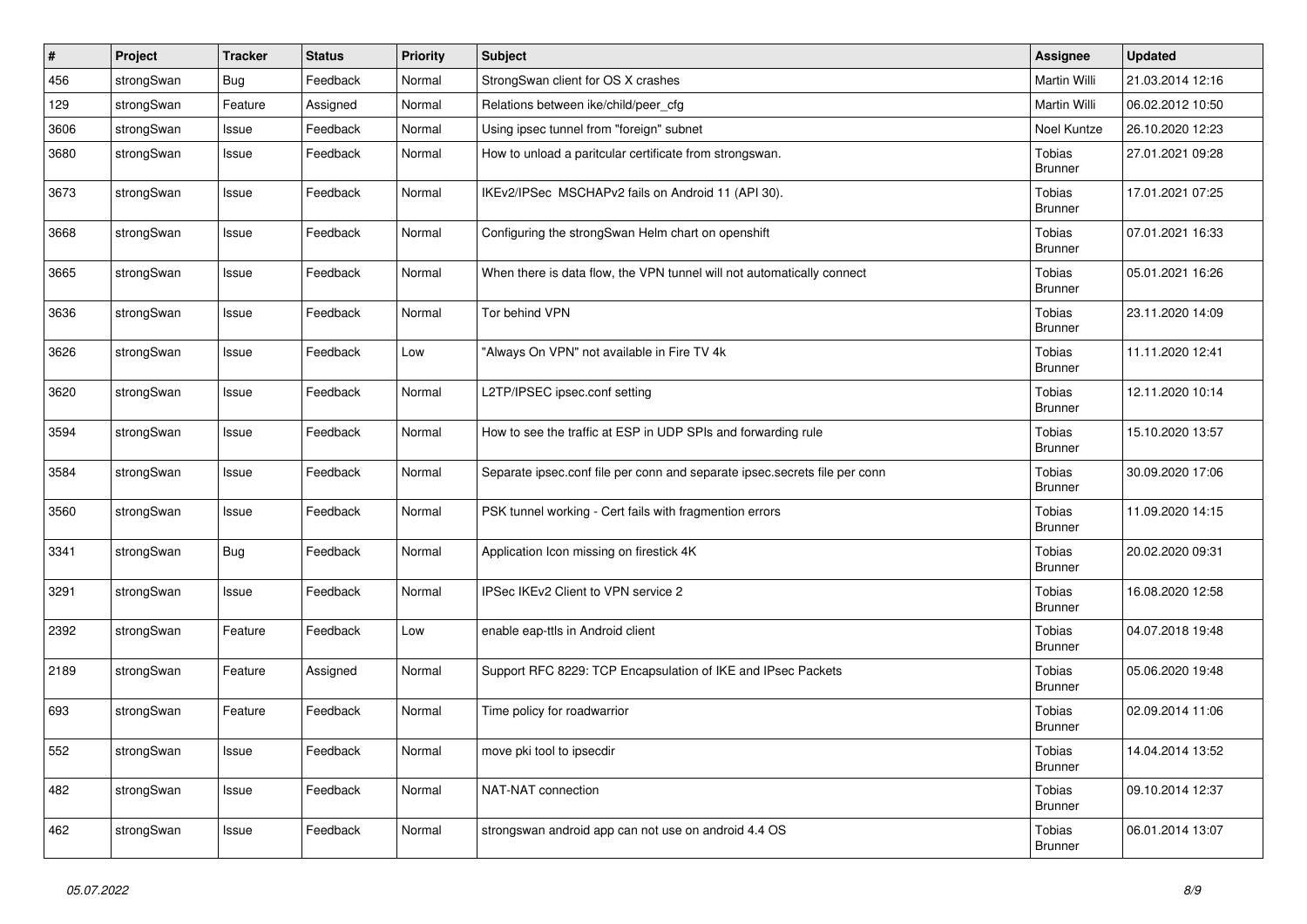| # | Project | Tracker | Status | Priority | Subject | Assignee | Updated |
|---|---|---|---|---|---|---|---|
| 456 | strongSwan | Bug | Feedback | Normal | StrongSwan client for OS X crashes | Martin Willi | 21.03.2014 12:16 |
| 129 | strongSwan | Feature | Assigned | Normal | Relations between ike/child/peer_cfg | Martin Willi | 06.02.2012 10:50 |
| 3606 | strongSwan | Issue | Feedback | Normal | Using ipsec tunnel from "foreign" subnet | Noel Kuntze | 26.10.2020 12:23 |
| 3680 | strongSwan | Issue | Feedback | Normal | How to unload a paritcular certificate from strongswan. | Tobias Brunner | 27.01.2021 09:28 |
| 3673 | strongSwan | Issue | Feedback | Normal | IKEv2/IPSec  MSCHAPv2 fails on Android 11 (API 30). | Tobias Brunner | 17.01.2021 07:25 |
| 3668 | strongSwan | Issue | Feedback | Normal | Configuring the strongSwan Helm chart on openshift | Tobias Brunner | 07.01.2021 16:33 |
| 3665 | strongSwan | Issue | Feedback | Normal | When there is data flow, the VPN tunnel will not automatically connect | Tobias Brunner | 05.01.2021 16:26 |
| 3636 | strongSwan | Issue | Feedback | Normal | Tor behind VPN | Tobias Brunner | 23.11.2020 14:09 |
| 3626 | strongSwan | Issue | Feedback | Low | "Always On VPN" not available in Fire TV 4k | Tobias Brunner | 11.11.2020 12:41 |
| 3620 | strongSwan | Issue | Feedback | Normal | L2TP/IPSEC ipsec.conf setting | Tobias Brunner | 12.11.2020 10:14 |
| 3594 | strongSwan | Issue | Feedback | Normal | How to see the traffic at ESP in UDP SPIs and forwarding rule | Tobias Brunner | 15.10.2020 13:57 |
| 3584 | strongSwan | Issue | Feedback | Normal | Separate ipsec.conf file per conn and separate ipsec.secrets file per conn | Tobias Brunner | 30.09.2020 17:06 |
| 3560 | strongSwan | Issue | Feedback | Normal | PSK tunnel working - Cert fails with fragmention errors | Tobias Brunner | 11.09.2020 14:15 |
| 3341 | strongSwan | Bug | Feedback | Normal | Application Icon missing on firestick 4K | Tobias Brunner | 20.02.2020 09:31 |
| 3291 | strongSwan | Issue | Feedback | Normal | IPSec IKEv2 Client to VPN service 2 | Tobias Brunner | 16.08.2020 12:58 |
| 2392 | strongSwan | Feature | Feedback | Low | enable eap-ttls in Android client | Tobias Brunner | 04.07.2018 19:48 |
| 2189 | strongSwan | Feature | Assigned | Normal | Support RFC 8229: TCP Encapsulation of IKE and IPsec Packets | Tobias Brunner | 05.06.2020 19:48 |
| 693 | strongSwan | Feature | Feedback | Normal | Time policy for roadwarrior | Tobias Brunner | 02.09.2014 11:06 |
| 552 | strongSwan | Issue | Feedback | Normal | move pki tool to ipsecdir | Tobias Brunner | 14.04.2014 13:52 |
| 482 | strongSwan | Issue | Feedback | Normal | NAT-NAT connection | Tobias Brunner | 09.10.2014 12:37 |
| 462 | strongSwan | Issue | Feedback | Normal | strongswan android app can not use on android 4.4 OS | Tobias Brunner | 06.01.2014 13:07 |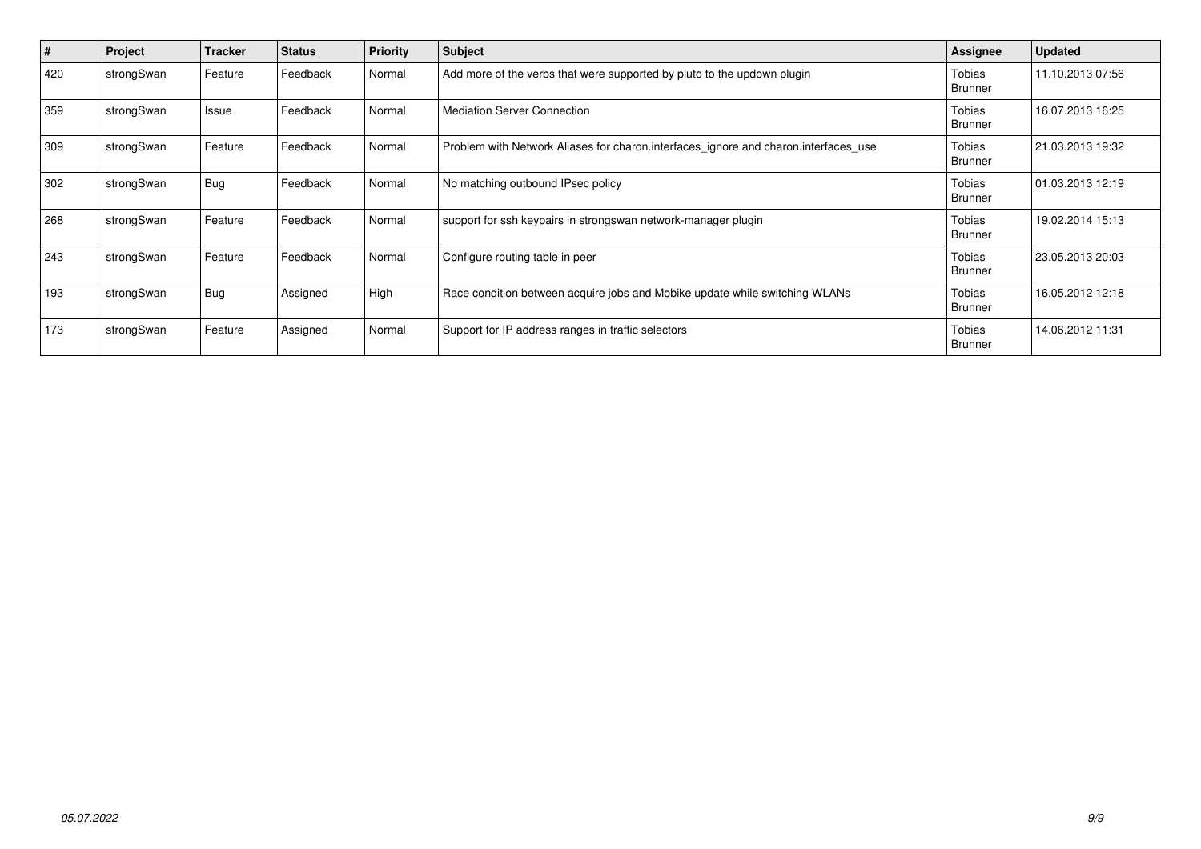| # | Project | Tracker | Status | Priority | Subject | Assignee | Updated |
|---|---|---|---|---|---|---|---|
| 420 | strongSwan | Feature | Feedback | Normal | Add more of the verbs that were supported by pluto to the updown plugin | Tobias Brunner | 11.10.2013 07:56 |
| 359 | strongSwan | Issue | Feedback | Normal | Mediation Server Connection | Tobias Brunner | 16.07.2013 16:25 |
| 309 | strongSwan | Feature | Feedback | Normal | Problem with Network Aliases for charon.interfaces_ignore and charon.interfaces_use | Tobias Brunner | 21.03.2013 19:32 |
| 302 | strongSwan | Bug | Feedback | Normal | No matching outbound IPsec policy | Tobias Brunner | 01.03.2013 12:19 |
| 268 | strongSwan | Feature | Feedback | Normal | support for ssh keypairs in strongswan network-manager plugin | Tobias Brunner | 19.02.2014 15:13 |
| 243 | strongSwan | Feature | Feedback | Normal | Configure routing table in peer | Tobias Brunner | 23.05.2013 20:03 |
| 193 | strongSwan | Bug | Assigned | High | Race condition between acquire jobs and Mobike update while switching WLANs | Tobias Brunner | 16.05.2012 12:18 |
| 173 | strongSwan | Feature | Assigned | Normal | Support for IP address ranges in traffic selectors | Tobias Brunner | 14.06.2012 11:31 |